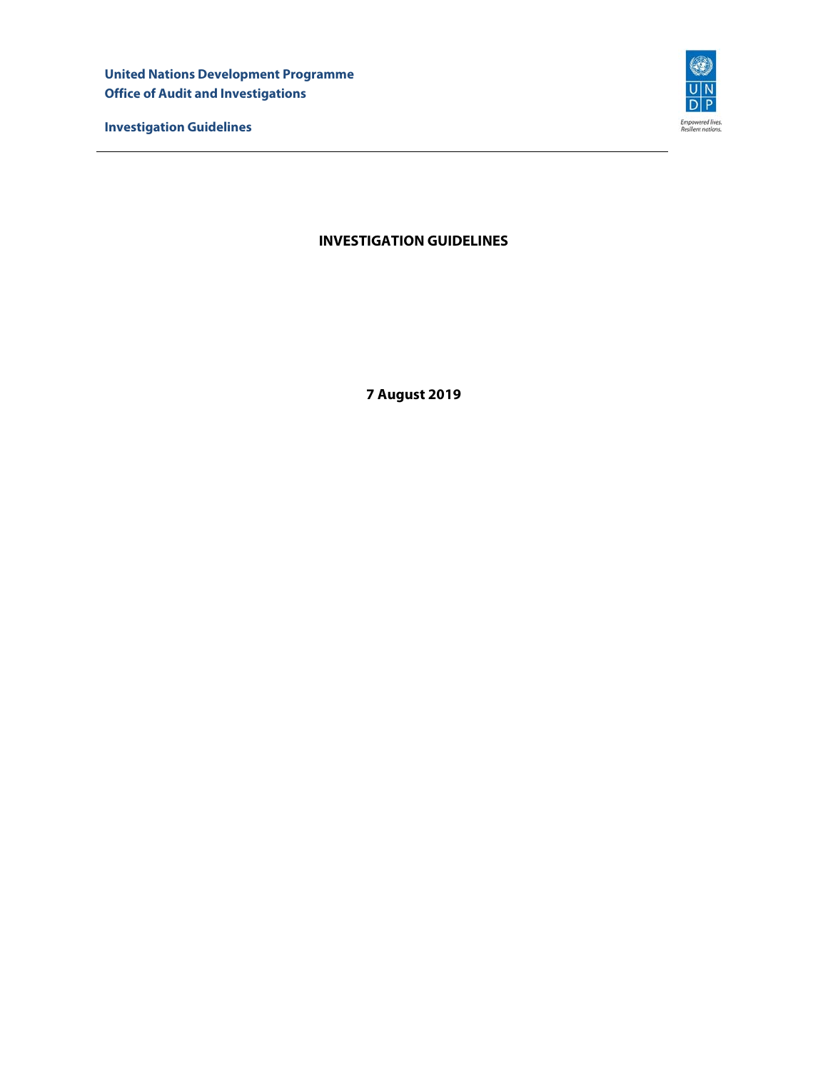**United Nations Development Programme**
**Office of Audit and Investigations**

**Investigation Guidelines**

Empowered lives.
Resilient nations.

---

# INVESTIGATION GUIDELINES

**7 August 2019**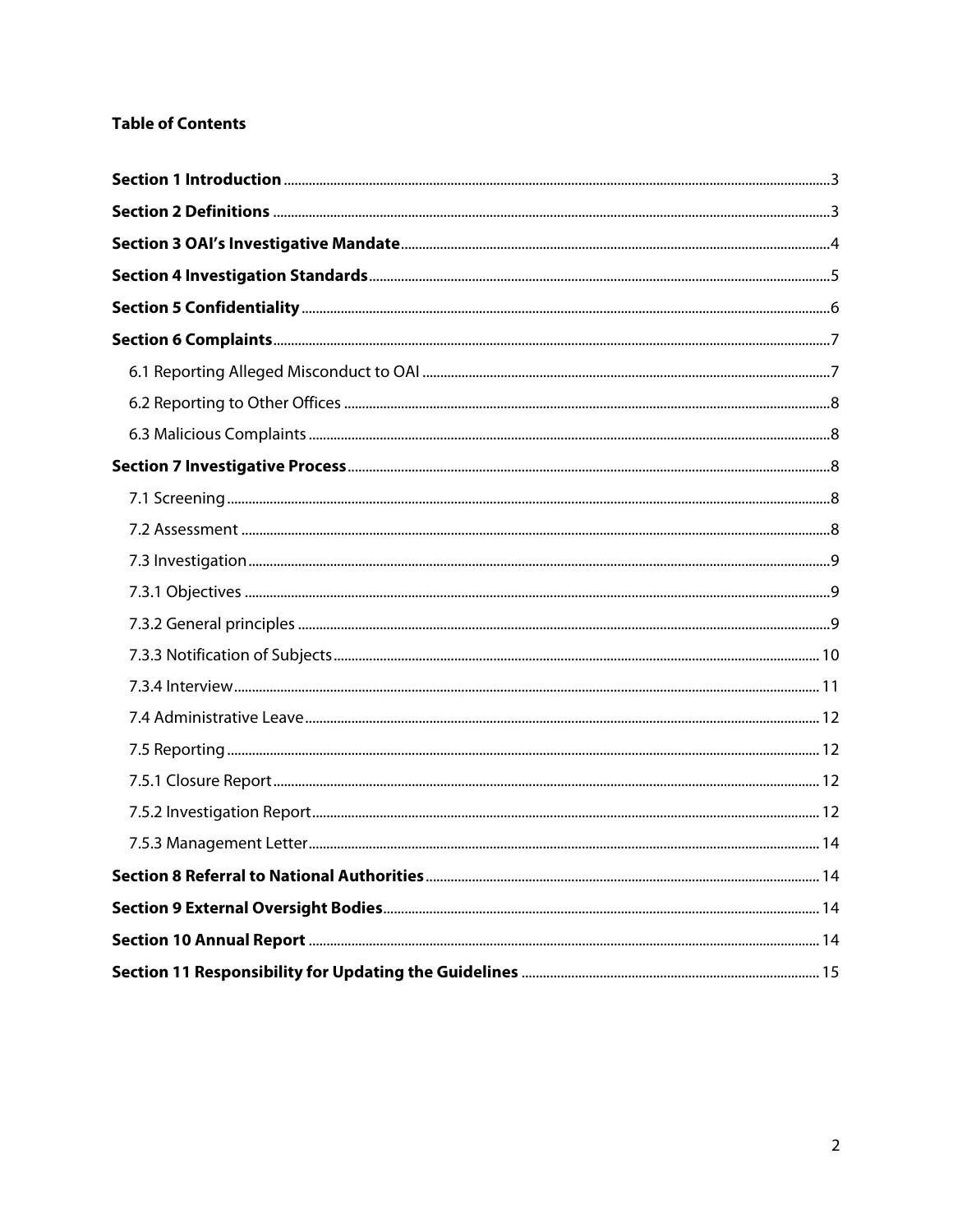**Table of Contents**

**Section 1 Introduction** ........ 3

**Section 2 Definitions** ........ 3

**Section 3 OAI's Investigative Mandate** ........ 4

**Section 4 Investigation Standards** ........ 5

**Section 5 Confidentiality** ........ 6

**Section 6 Complaints** ........ 7

- 6.1 Reporting Alleged Misconduct to OAI ........ 7
- 6.2 Reporting to Other Offices ........ 8
- 6.3 Malicious Complaints ........ 8

**Section 7 Investigative Process** ........ 8

- 7.1 Screening ........ 8
- 7.2 Assessment ........ 8
- 7.3 Investigation ........ 9
- 7.3.1 Objectives ........ 9
- 7.3.2 General principles ........ 9
- 7.3.3 Notification of Subjects ........ 10
- 7.3.4 Interview ........ 11
- 7.4 Administrative Leave ........ 12
- 7.5 Reporting ........ 12
- 7.5.1 Closure Report ........ 12
- 7.5.2 Investigation Report ........ 12
- 7.5.3 Management Letter ........ 14

**Section 8 Referral to National Authorities** ........ 14

**Section 9 External Oversight Bodies** ........ 14

**Section 10 Annual Report** ........ 14

**Section 11 Responsibility for Updating the Guidelines** ........ 15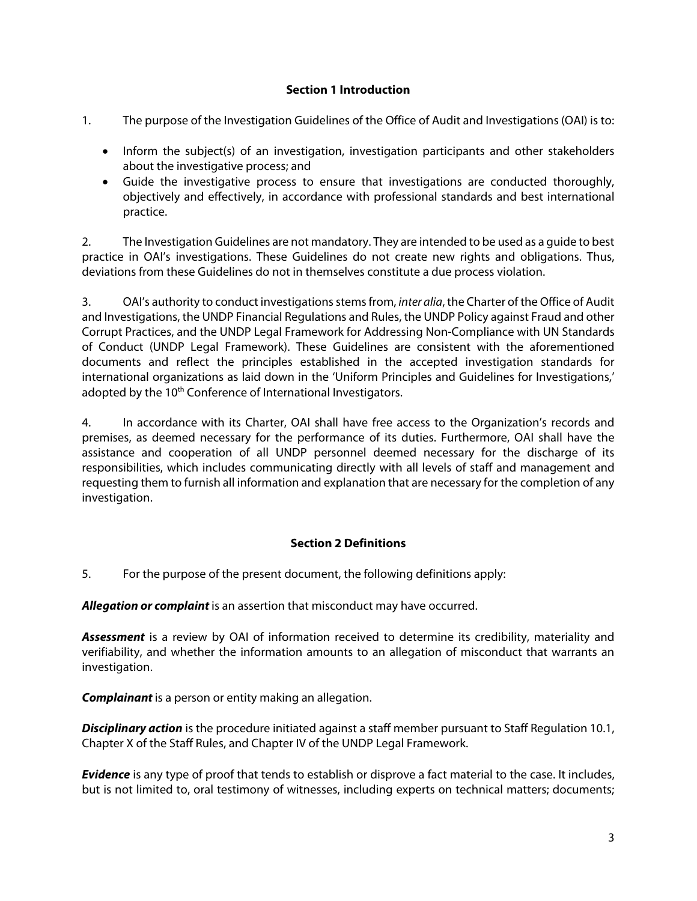## Section 1 Introduction

1. The purpose of the Investigation Guidelines of the Office of Audit and Investigations (OAI) is to:

   - Inform the subject(s) of an investigation, investigation participants and other stakeholders about the investigative process; and
   - Guide the investigative process to ensure that investigations are conducted thoroughly, objectively and effectively, in accordance with professional standards and best international practice.

2. The Investigation Guidelines are not mandatory. They are intended to be used as a guide to best practice in OAI's investigations. These Guidelines do not create new rights and obligations. Thus, deviations from these Guidelines do not in themselves constitute a due process violation.

3. OAI's authority to conduct investigations stems from, *inter alia*, the Charter of the Office of Audit and Investigations, the UNDP Financial Regulations and Rules, the UNDP Policy against Fraud and other Corrupt Practices, and the UNDP Legal Framework for Addressing Non-Compliance with UN Standards of Conduct (UNDP Legal Framework). These Guidelines are consistent with the aforementioned documents and reflect the principles established in the accepted investigation standards for international organizations as laid down in the 'Uniform Principles and Guidelines for Investigations,' adopted by the 10th Conference of International Investigators.

4. In accordance with its Charter, OAI shall have free access to the Organization's records and premises, as deemed necessary for the performance of its duties. Furthermore, OAI shall have the assistance and cooperation of all UNDP personnel deemed necessary for the discharge of its responsibilities, which includes communicating directly with all levels of staff and management and requesting them to furnish all information and explanation that are necessary for the completion of any investigation.

## Section 2 Definitions

5. For the purpose of the present document, the following definitions apply:

***Allegation or complaint*** is an assertion that misconduct may have occurred.

***Assessment*** is a review by OAI of information received to determine its credibility, materiality and verifiability, and whether the information amounts to an allegation of misconduct that warrants an investigation.

***Complainant*** is a person or entity making an allegation.

***Disciplinary action*** is the procedure initiated against a staff member pursuant to Staff Regulation 10.1, Chapter X of the Staff Rules, and Chapter IV of the UNDP Legal Framework.

***Evidence*** is any type of proof that tends to establish or disprove a fact material to the case. It includes, but is not limited to, oral testimony of witnesses, including experts on technical matters; documents;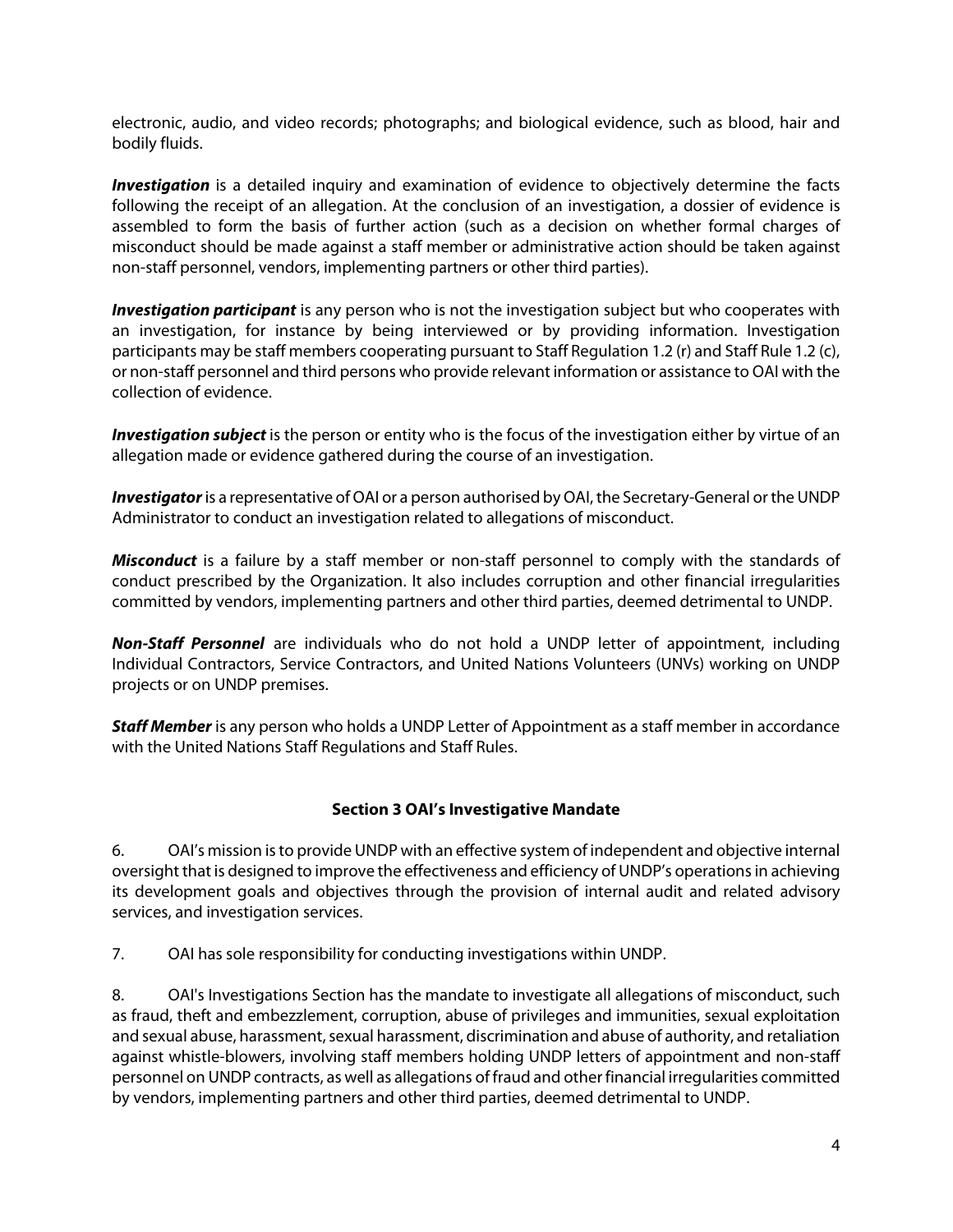electronic, audio, and video records; photographs; and biological evidence, such as blood, hair and bodily fluids.

***Investigation*** is a detailed inquiry and examination of evidence to objectively determine the facts following the receipt of an allegation. At the conclusion of an investigation, a dossier of evidence is assembled to form the basis of further action (such as a decision on whether formal charges of misconduct should be made against a staff member or administrative action should be taken against non-staff personnel, vendors, implementing partners or other third parties).

***Investigation participant*** is any person who is not the investigation subject but who cooperates with an investigation, for instance by being interviewed or by providing information. Investigation participants may be staff members cooperating pursuant to Staff Regulation 1.2 (r) and Staff Rule 1.2 (c), or non-staff personnel and third persons who provide relevant information or assistance to OAI with the collection of evidence.

***Investigation subject*** is the person or entity who is the focus of the investigation either by virtue of an allegation made or evidence gathered during the course of an investigation.

***Investigator*** is a representative of OAI or a person authorised by OAI, the Secretary-General or the UNDP Administrator to conduct an investigation related to allegations of misconduct.

***Misconduct*** is a failure by a staff member or non-staff personnel to comply with the standards of conduct prescribed by the Organization. It also includes corruption and other financial irregularities committed by vendors, implementing partners and other third parties, deemed detrimental to UNDP.

***Non-Staff Personnel*** are individuals who do not hold a UNDP letter of appointment, including Individual Contractors, Service Contractors, and United Nations Volunteers (UNVs) working on UNDP projects or on UNDP premises.

***Staff Member*** is any person who holds a UNDP Letter of Appointment as a staff member in accordance with the United Nations Staff Regulations and Staff Rules.

## Section 3 OAI's Investigative Mandate

6. OAI's mission is to provide UNDP with an effective system of independent and objective internal oversight that is designed to improve the effectiveness and efficiency of UNDP's operations in achieving its development goals and objectives through the provision of internal audit and related advisory services, and investigation services.

7. OAI has sole responsibility for conducting investigations within UNDP.

8. OAI's Investigations Section has the mandate to investigate all allegations of misconduct, such as fraud, theft and embezzlement, corruption, abuse of privileges and immunities, sexual exploitation and sexual abuse, harassment, sexual harassment, discrimination and abuse of authority, and retaliation against whistle-blowers, involving staff members holding UNDP letters of appointment and non-staff personnel on UNDP contracts, as well as allegations of fraud and other financial irregularities committed by vendors, implementing partners and other third parties, deemed detrimental to UNDP.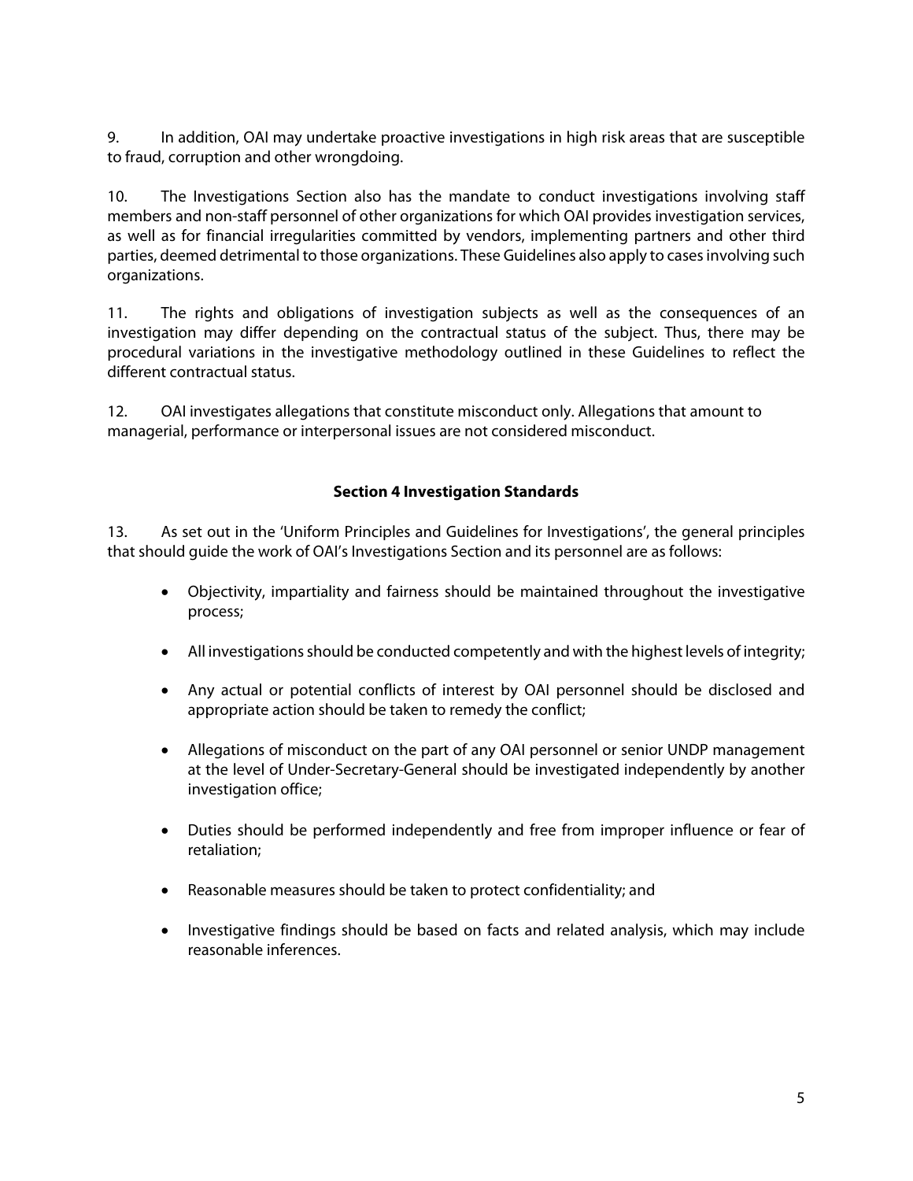9. In addition, OAI may undertake proactive investigations in high risk areas that are susceptible to fraud, corruption and other wrongdoing.

10. The Investigations Section also has the mandate to conduct investigations involving staff members and non-staff personnel of other organizations for which OAI provides investigation services, as well as for financial irregularities committed by vendors, implementing partners and other third parties, deemed detrimental to those organizations. These Guidelines also apply to cases involving such organizations.

11. The rights and obligations of investigation subjects as well as the consequences of an investigation may differ depending on the contractual status of the subject. Thus, there may be procedural variations in the investigative methodology outlined in these Guidelines to reflect the different contractual status.

12. OAI investigates allegations that constitute misconduct only. Allegations that amount to managerial, performance or interpersonal issues are not considered misconduct.

## Section 4 Investigation Standards

13. As set out in the 'Uniform Principles and Guidelines for Investigations', the general principles that should guide the work of OAI's Investigations Section and its personnel are as follows:

- Objectivity, impartiality and fairness should be maintained throughout the investigative process;
- All investigations should be conducted competently and with the highest levels of integrity;
- Any actual or potential conflicts of interest by OAI personnel should be disclosed and appropriate action should be taken to remedy the conflict;
- Allegations of misconduct on the part of any OAI personnel or senior UNDP management at the level of Under-Secretary-General should be investigated independently by another investigation office;
- Duties should be performed independently and free from improper influence or fear of retaliation;
- Reasonable measures should be taken to protect confidentiality; and
- Investigative findings should be based on facts and related analysis, which may include reasonable inferences.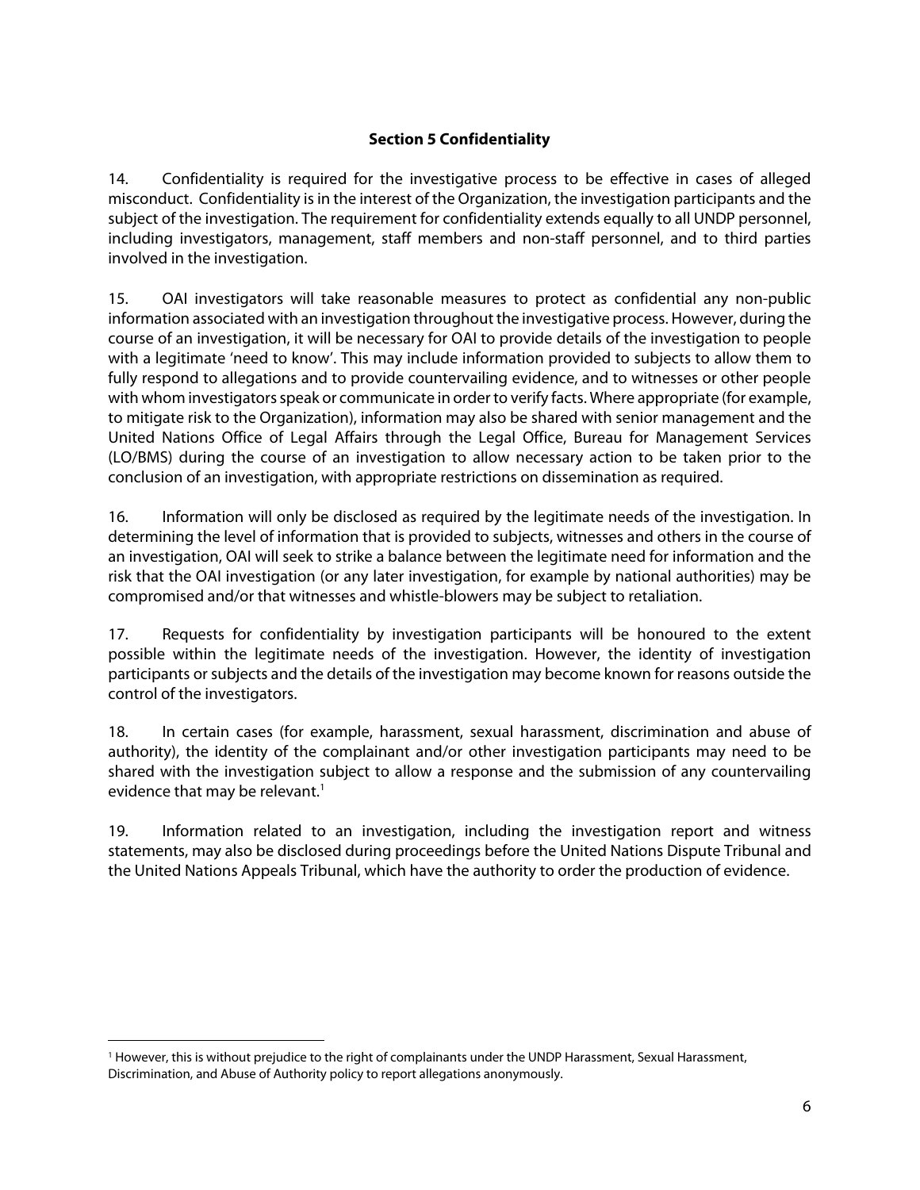## Section 5 Confidentiality

14. Confidentiality is required for the investigative process to be effective in cases of alleged misconduct. Confidentiality is in the interest of the Organization, the investigation participants and the subject of the investigation. The requirement for confidentiality extends equally to all UNDP personnel, including investigators, management, staff members and non-staff personnel, and to third parties involved in the investigation.

15. OAI investigators will take reasonable measures to protect as confidential any non-public information associated with an investigation throughout the investigative process. However, during the course of an investigation, it will be necessary for OAI to provide details of the investigation to people with a legitimate 'need to know'. This may include information provided to subjects to allow them to fully respond to allegations and to provide countervailing evidence, and to witnesses or other people with whom investigators speak or communicate in order to verify facts. Where appropriate (for example, to mitigate risk to the Organization), information may also be shared with senior management and the United Nations Office of Legal Affairs through the Legal Office, Bureau for Management Services (LO/BMS) during the course of an investigation to allow necessary action to be taken prior to the conclusion of an investigation, with appropriate restrictions on dissemination as required.

16. Information will only be disclosed as required by the legitimate needs of the investigation. In determining the level of information that is provided to subjects, witnesses and others in the course of an investigation, OAI will seek to strike a balance between the legitimate need for information and the risk that the OAI investigation (or any later investigation, for example by national authorities) may be compromised and/or that witnesses and whistle-blowers may be subject to retaliation.

17. Requests for confidentiality by investigation participants will be honoured to the extent possible within the legitimate needs of the investigation. However, the identity of investigation participants or subjects and the details of the investigation may become known for reasons outside the control of the investigators.

18. In certain cases (for example, harassment, sexual harassment, discrimination and abuse of authority), the identity of the complainant and/or other investigation participants may need to be shared with the investigation subject to allow a response and the submission of any countervailing evidence that may be relevant.[1]

19. Information related to an investigation, including the investigation report and witness statements, may also be disclosed during proceedings before the United Nations Dispute Tribunal and the United Nations Appeals Tribunal, which have the authority to order the production of evidence.

---

[1] However, this is without prejudice to the right of complainants under the UNDP Harassment, Sexual Harassment, Discrimination, and Abuse of Authority policy to report allegations anonymously.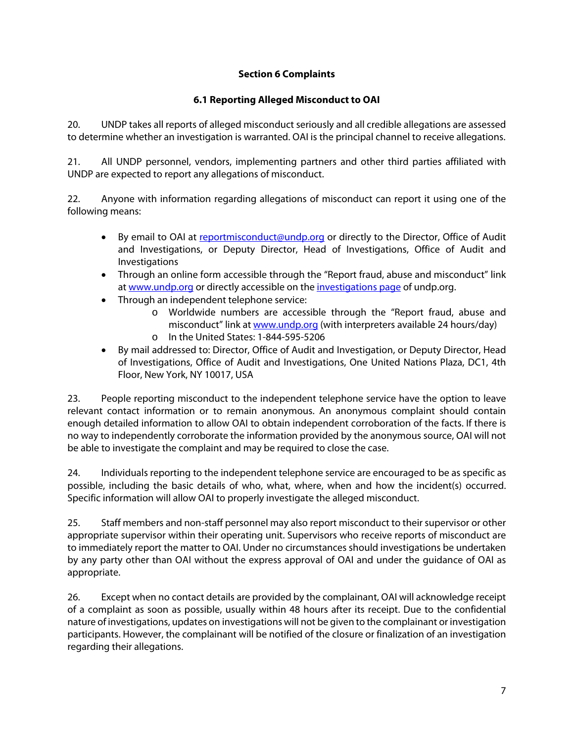## Section 6 Complaints

### 6.1 Reporting Alleged Misconduct to OAI

20. UNDP takes all reports of alleged misconduct seriously and all credible allegations are assessed to determine whether an investigation is warranted. OAI is the principal channel to receive allegations.

21. All UNDP personnel, vendors, implementing partners and other third parties affiliated with UNDP are expected to report any allegations of misconduct.

22. Anyone with information regarding allegations of misconduct can report it using one of the following means:

- By email to OAI at reportmisconduct@undp.org or directly to the Director, Office of Audit and Investigations, or Deputy Director, Head of Investigations, Office of Audit and Investigations
- Through an online form accessible through the "Report fraud, abuse and misconduct" link at www.undp.org or directly accessible on the investigations page of undp.org.
- Through an independent telephone service:
  - Worldwide numbers are accessible through the "Report fraud, abuse and misconduct" link at www.undp.org (with interpreters available 24 hours/day)
  - In the United States: 1-844-595-5206
- By mail addressed to: Director, Office of Audit and Investigation, or Deputy Director, Head of Investigations, Office of Audit and Investigations, One United Nations Plaza, DC1, 4th Floor, New York, NY 10017, USA

23. People reporting misconduct to the independent telephone service have the option to leave relevant contact information or to remain anonymous. An anonymous complaint should contain enough detailed information to allow OAI to obtain independent corroboration of the facts. If there is no way to independently corroborate the information provided by the anonymous source, OAI will not be able to investigate the complaint and may be required to close the case.

24. Individuals reporting to the independent telephone service are encouraged to be as specific as possible, including the basic details of who, what, where, when and how the incident(s) occurred. Specific information will allow OAI to properly investigate the alleged misconduct.

25. Staff members and non-staff personnel may also report misconduct to their supervisor or other appropriate supervisor within their operating unit. Supervisors who receive reports of misconduct are to immediately report the matter to OAI. Under no circumstances should investigations be undertaken by any party other than OAI without the express approval of OAI and under the guidance of OAI as appropriate.

26. Except when no contact details are provided by the complainant, OAI will acknowledge receipt of a complaint as soon as possible, usually within 48 hours after its receipt. Due to the confidential nature of investigations, updates on investigations will not be given to the complainant or investigation participants. However, the complainant will be notified of the closure or finalization of an investigation regarding their allegations.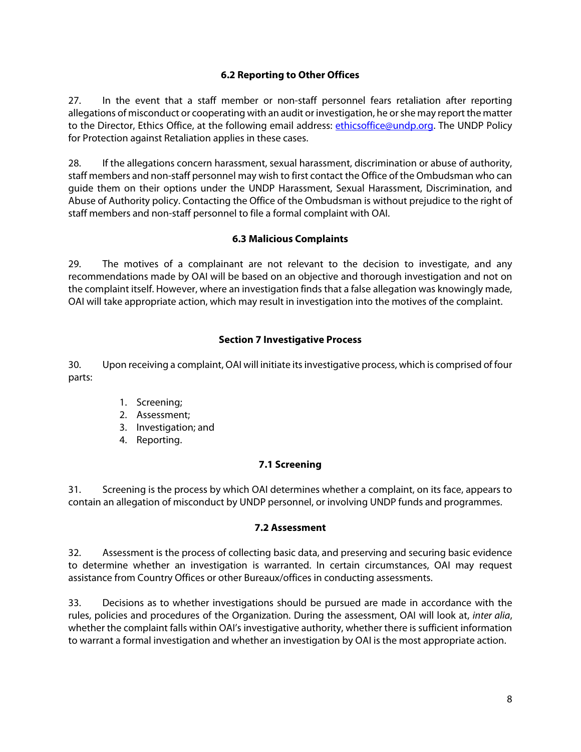### 6.2 Reporting to Other Offices

27. In the event that a staff member or non-staff personnel fears retaliation after reporting allegations of misconduct or cooperating with an audit or investigation, he or she may report the matter to the Director, Ethics Office, at the following email address: ethicsoffice@undp.org. The UNDP Policy for Protection against Retaliation applies in these cases.

28. If the allegations concern harassment, sexual harassment, discrimination or abuse of authority, staff members and non-staff personnel may wish to first contact the Office of the Ombudsman who can guide them on their options under the UNDP Harassment, Sexual Harassment, Discrimination, and Abuse of Authority policy. Contacting the Office of the Ombudsman is without prejudice to the right of staff members and non-staff personnel to file a formal complaint with OAI.

### 6.3 Malicious Complaints

29. The motives of a complainant are not relevant to the decision to investigate, and any recommendations made by OAI will be based on an objective and thorough investigation and not on the complaint itself. However, where an investigation finds that a false allegation was knowingly made, OAI will take appropriate action, which may result in investigation into the motives of the complaint.

## Section 7 Investigative Process

30. Upon receiving a complaint, OAI will initiate its investigative process, which is comprised of four parts:

1. Screening;
2. Assessment;
3. Investigation; and
4. Reporting.

### 7.1 Screening

31. Screening is the process by which OAI determines whether a complaint, on its face, appears to contain an allegation of misconduct by UNDP personnel, or involving UNDP funds and programmes.

### 7.2 Assessment

32. Assessment is the process of collecting basic data, and preserving and securing basic evidence to determine whether an investigation is warranted. In certain circumstances, OAI may request assistance from Country Offices or other Bureaux/offices in conducting assessments.

33. Decisions as to whether investigations should be pursued are made in accordance with the rules, policies and procedures of the Organization. During the assessment, OAI will look at, *inter alia*, whether the complaint falls within OAI's investigative authority, whether there is sufficient information to warrant a formal investigation and whether an investigation by OAI is the most appropriate action.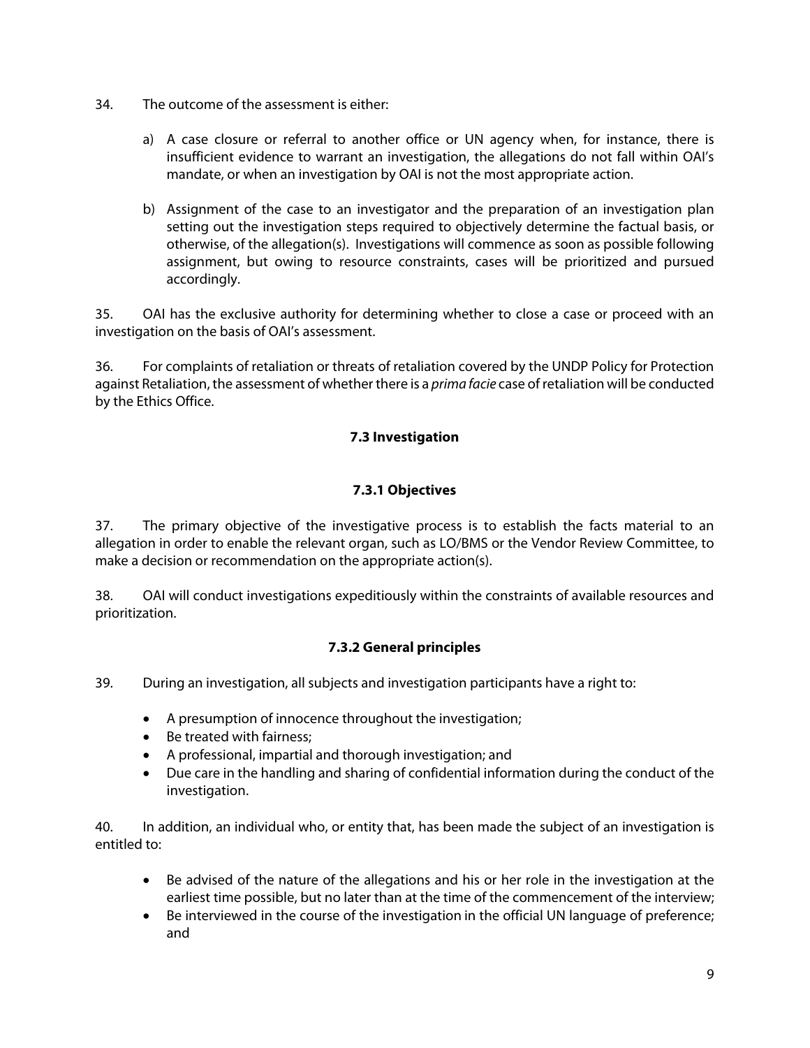34. The outcome of the assessment is either:

a) A case closure or referral to another office or UN agency when, for instance, there is insufficient evidence to warrant an investigation, the allegations do not fall within OAI's mandate, or when an investigation by OAI is not the most appropriate action.

b) Assignment of the case to an investigator and the preparation of an investigation plan setting out the investigation steps required to objectively determine the factual basis, or otherwise, of the allegation(s). Investigations will commence as soon as possible following assignment, but owing to resource constraints, cases will be prioritized and pursued accordingly.

35. OAI has the exclusive authority for determining whether to close a case or proceed with an investigation on the basis of OAI's assessment.

36. For complaints of retaliation or threats of retaliation covered by the UNDP Policy for Protection against Retaliation, the assessment of whether there is a *prima facie* case of retaliation will be conducted by the Ethics Office.

### 7.3 Investigation

#### 7.3.1 Objectives

37. The primary objective of the investigative process is to establish the facts material to an allegation in order to enable the relevant organ, such as LO/BMS or the Vendor Review Committee, to make a decision or recommendation on the appropriate action(s).

38. OAI will conduct investigations expeditiously within the constraints of available resources and prioritization.

#### 7.3.2 General principles

39. During an investigation, all subjects and investigation participants have a right to:

- A presumption of innocence throughout the investigation;
- Be treated with fairness;
- A professional, impartial and thorough investigation; and
- Due care in the handling and sharing of confidential information during the conduct of the investigation.

40. In addition, an individual who, or entity that, has been made the subject of an investigation is entitled to:

- Be advised of the nature of the allegations and his or her role in the investigation at the earliest time possible, but no later than at the time of the commencement of the interview;
- Be interviewed in the course of the investigation in the official UN language of preference; and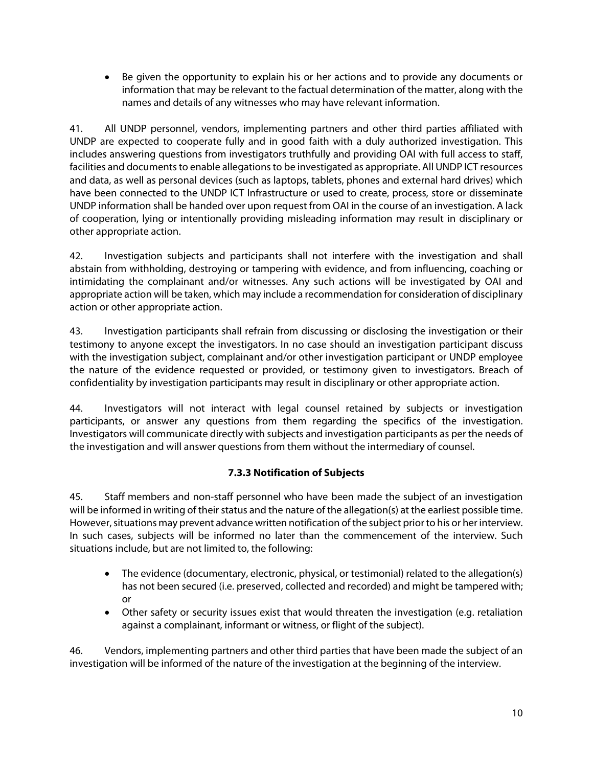- Be given the opportunity to explain his or her actions and to provide any documents or information that may be relevant to the factual determination of the matter, along with the names and details of any witnesses who may have relevant information.

41. All UNDP personnel, vendors, implementing partners and other third parties affiliated with UNDP are expected to cooperate fully and in good faith with a duly authorized investigation. This includes answering questions from investigators truthfully and providing OAI with full access to staff, facilities and documents to enable allegations to be investigated as appropriate. All UNDP ICT resources and data, as well as personal devices (such as laptops, tablets, phones and external hard drives) which have been connected to the UNDP ICT Infrastructure or used to create, process, store or disseminate UNDP information shall be handed over upon request from OAI in the course of an investigation. A lack of cooperation, lying or intentionally providing misleading information may result in disciplinary or other appropriate action.

42. Investigation subjects and participants shall not interfere with the investigation and shall abstain from withholding, destroying or tampering with evidence, and from influencing, coaching or intimidating the complainant and/or witnesses. Any such actions will be investigated by OAI and appropriate action will be taken, which may include a recommendation for consideration of disciplinary action or other appropriate action.

43. Investigation participants shall refrain from discussing or disclosing the investigation or their testimony to anyone except the investigators. In no case should an investigation participant discuss with the investigation subject, complainant and/or other investigation participant or UNDP employee the nature of the evidence requested or provided, or testimony given to investigators. Breach of confidentiality by investigation participants may result in disciplinary or other appropriate action.

44. Investigators will not interact with legal counsel retained by subjects or investigation participants, or answer any questions from them regarding the specifics of the investigation. Investigators will communicate directly with subjects and investigation participants as per the needs of the investigation and will answer questions from them without the intermediary of counsel.

### 7.3.3 Notification of Subjects

45. Staff members and non-staff personnel who have been made the subject of an investigation will be informed in writing of their status and the nature of the allegation(s) at the earliest possible time. However, situations may prevent advance written notification of the subject prior to his or her interview. In such cases, subjects will be informed no later than the commencement of the interview. Such situations include, but are not limited to, the following:

- The evidence (documentary, electronic, physical, or testimonial) related to the allegation(s) has not been secured (i.e. preserved, collected and recorded) and might be tampered with; or
- Other safety or security issues exist that would threaten the investigation (e.g. retaliation against a complainant, informant or witness, or flight of the subject).

46. Vendors, implementing partners and other third parties that have been made the subject of an investigation will be informed of the nature of the investigation at the beginning of the interview.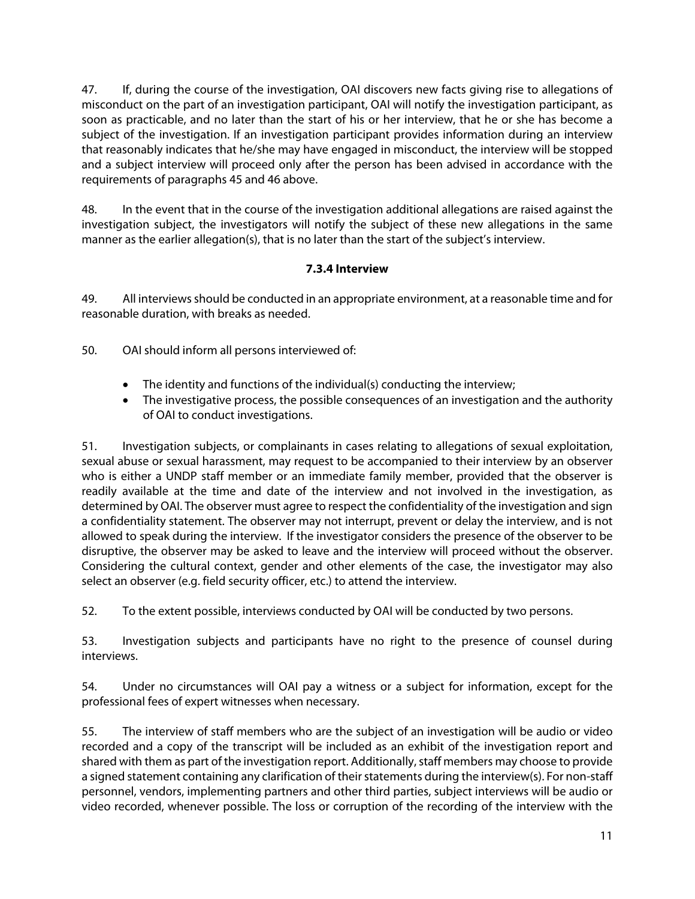47. If, during the course of the investigation, OAI discovers new facts giving rise to allegations of misconduct on the part of an investigation participant, OAI will notify the investigation participant, as soon as practicable, and no later than the start of his or her interview, that he or she has become a subject of the investigation. If an investigation participant provides information during an interview that reasonably indicates that he/she may have engaged in misconduct, the interview will be stopped and a subject interview will proceed only after the person has been advised in accordance with the requirements of paragraphs 45 and 46 above.

48. In the event that in the course of the investigation additional allegations are raised against the investigation subject, the investigators will notify the subject of these new allegations in the same manner as the earlier allegation(s), that is no later than the start of the subject's interview.

### 7.3.4 Interview

49. All interviews should be conducted in an appropriate environment, at a reasonable time and for reasonable duration, with breaks as needed.

50. OAI should inform all persons interviewed of:

- The identity and functions of the individual(s) conducting the interview;
- The investigative process, the possible consequences of an investigation and the authority of OAI to conduct investigations.

51. Investigation subjects, or complainants in cases relating to allegations of sexual exploitation, sexual abuse or sexual harassment, may request to be accompanied to their interview by an observer who is either a UNDP staff member or an immediate family member, provided that the observer is readily available at the time and date of the interview and not involved in the investigation, as determined by OAI. The observer must agree to respect the confidentiality of the investigation and sign a confidentiality statement. The observer may not interrupt, prevent or delay the interview, and is not allowed to speak during the interview. If the investigator considers the presence of the observer to be disruptive, the observer may be asked to leave and the interview will proceed without the observer. Considering the cultural context, gender and other elements of the case, the investigator may also select an observer (e.g. field security officer, etc.) to attend the interview.

52. To the extent possible, interviews conducted by OAI will be conducted by two persons.

53. Investigation subjects and participants have no right to the presence of counsel during interviews.

54. Under no circumstances will OAI pay a witness or a subject for information, except for the professional fees of expert witnesses when necessary.

55. The interview of staff members who are the subject of an investigation will be audio or video recorded and a copy of the transcript will be included as an exhibit of the investigation report and shared with them as part of the investigation report. Additionally, staff members may choose to provide a signed statement containing any clarification of their statements during the interview(s). For non-staff personnel, vendors, implementing partners and other third parties, subject interviews will be audio or video recorded, whenever possible. The loss or corruption of the recording of the interview with the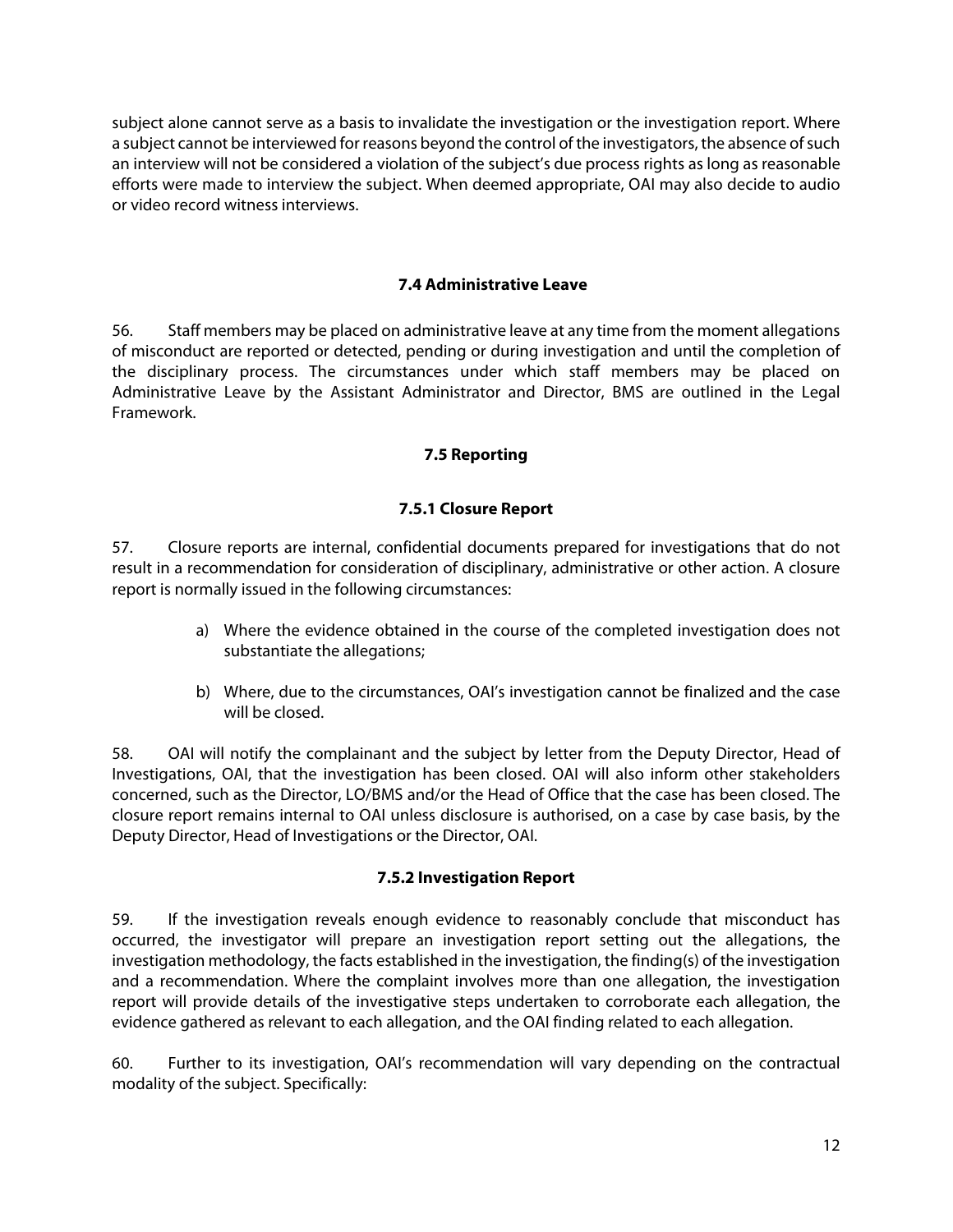subject alone cannot serve as a basis to invalidate the investigation or the investigation report. Where a subject cannot be interviewed for reasons beyond the control of the investigators, the absence of such an interview will not be considered a violation of the subject's due process rights as long as reasonable efforts were made to interview the subject. When deemed appropriate, OAI may also decide to audio or video record witness interviews.

### 7.4 Administrative Leave

56. Staff members may be placed on administrative leave at any time from the moment allegations of misconduct are reported or detected, pending or during investigation and until the completion of the disciplinary process. The circumstances under which staff members may be placed on Administrative Leave by the Assistant Administrator and Director, BMS are outlined in the Legal Framework.

### 7.5 Reporting

#### 7.5.1 Closure Report

57. Closure reports are internal, confidential documents prepared for investigations that do not result in a recommendation for consideration of disciplinary, administrative or other action. A closure report is normally issued in the following circumstances:

a) Where the evidence obtained in the course of the completed investigation does not substantiate the allegations;

b) Where, due to the circumstances, OAI's investigation cannot be finalized and the case will be closed.

58. OAI will notify the complainant and the subject by letter from the Deputy Director, Head of Investigations, OAI, that the investigation has been closed. OAI will also inform other stakeholders concerned, such as the Director, LO/BMS and/or the Head of Office that the case has been closed. The closure report remains internal to OAI unless disclosure is authorised, on a case by case basis, by the Deputy Director, Head of Investigations or the Director, OAI.

#### 7.5.2 Investigation Report

59. If the investigation reveals enough evidence to reasonably conclude that misconduct has occurred, the investigator will prepare an investigation report setting out the allegations, the investigation methodology, the facts established in the investigation, the finding(s) of the investigation and a recommendation. Where the complaint involves more than one allegation, the investigation report will provide details of the investigative steps undertaken to corroborate each allegation, the evidence gathered as relevant to each allegation, and the OAI finding related to each allegation.

60. Further to its investigation, OAI's recommendation will vary depending on the contractual modality of the subject. Specifically: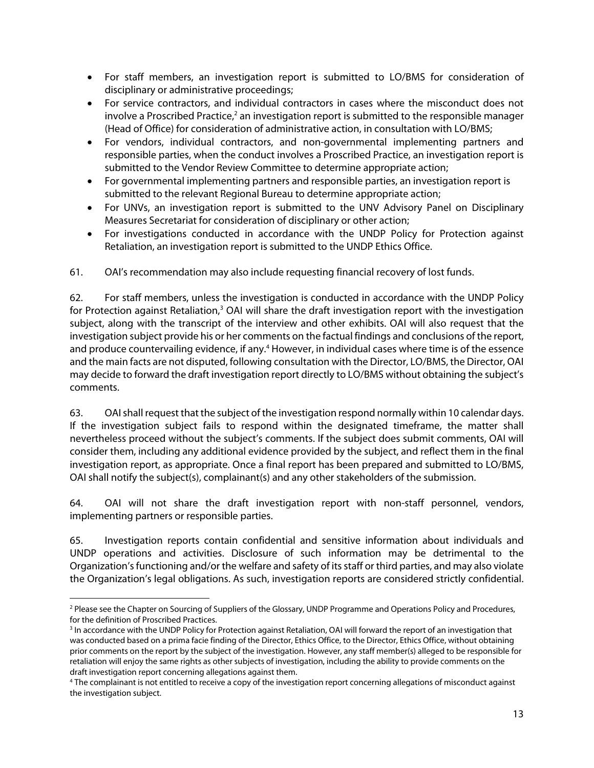- For staff members, an investigation report is submitted to LO/BMS for consideration of disciplinary or administrative proceedings;
- For service contractors, and individual contractors in cases where the misconduct does not involve a Proscribed Practice,[2] an investigation report is submitted to the responsible manager (Head of Office) for consideration of administrative action, in consultation with LO/BMS;
- For vendors, individual contractors, and non-governmental implementing partners and responsible parties, when the conduct involves a Proscribed Practice, an investigation report is submitted to the Vendor Review Committee to determine appropriate action;
- For governmental implementing partners and responsible parties, an investigation report is submitted to the relevant Regional Bureau to determine appropriate action;
- For UNVs, an investigation report is submitted to the UNV Advisory Panel on Disciplinary Measures Secretariat for consideration of disciplinary or other action;
- For investigations conducted in accordance with the UNDP Policy for Protection against Retaliation, an investigation report is submitted to the UNDP Ethics Office.

61. OAI's recommendation may also include requesting financial recovery of lost funds.

62. For staff members, unless the investigation is conducted in accordance with the UNDP Policy for Protection against Retaliation,[3] OAI will share the draft investigation report with the investigation subject, along with the transcript of the interview and other exhibits. OAI will also request that the investigation subject provide his or her comments on the factual findings and conclusions of the report, and produce countervailing evidence, if any.[4] However, in individual cases where time is of the essence and the main facts are not disputed, following consultation with the Director, LO/BMS, the Director, OAI may decide to forward the draft investigation report directly to LO/BMS without obtaining the subject's comments.

63. OAI shall request that the subject of the investigation respond normally within 10 calendar days. If the investigation subject fails to respond within the designated timeframe, the matter shall nevertheless proceed without the subject's comments. If the subject does submit comments, OAI will consider them, including any additional evidence provided by the subject, and reflect them in the final investigation report, as appropriate. Once a final report has been prepared and submitted to LO/BMS, OAI shall notify the subject(s), complainant(s) and any other stakeholders of the submission.

64. OAI will not share the draft investigation report with non-staff personnel, vendors, implementing partners or responsible parties.

65. Investigation reports contain confidential and sensitive information about individuals and UNDP operations and activities. Disclosure of such information may be detrimental to the Organization's functioning and/or the welfare and safety of its staff or third parties, and may also violate the Organization's legal obligations. As such, investigation reports are considered strictly confidential.

---

[2] Please see the Chapter on Sourcing of Suppliers of the Glossary, UNDP Programme and Operations Policy and Procedures, for the definition of Proscribed Practices.

[3] In accordance with the UNDP Policy for Protection against Retaliation, OAI will forward the report of an investigation that was conducted based on a prima facie finding of the Director, Ethics Office, to the Director, Ethics Office, without obtaining prior comments on the report by the subject of the investigation. However, any staff member(s) alleged to be responsible for retaliation will enjoy the same rights as other subjects of investigation, including the ability to provide comments on the draft investigation report concerning allegations against them.

[4] The complainant is not entitled to receive a copy of the investigation report concerning allegations of misconduct against the investigation subject.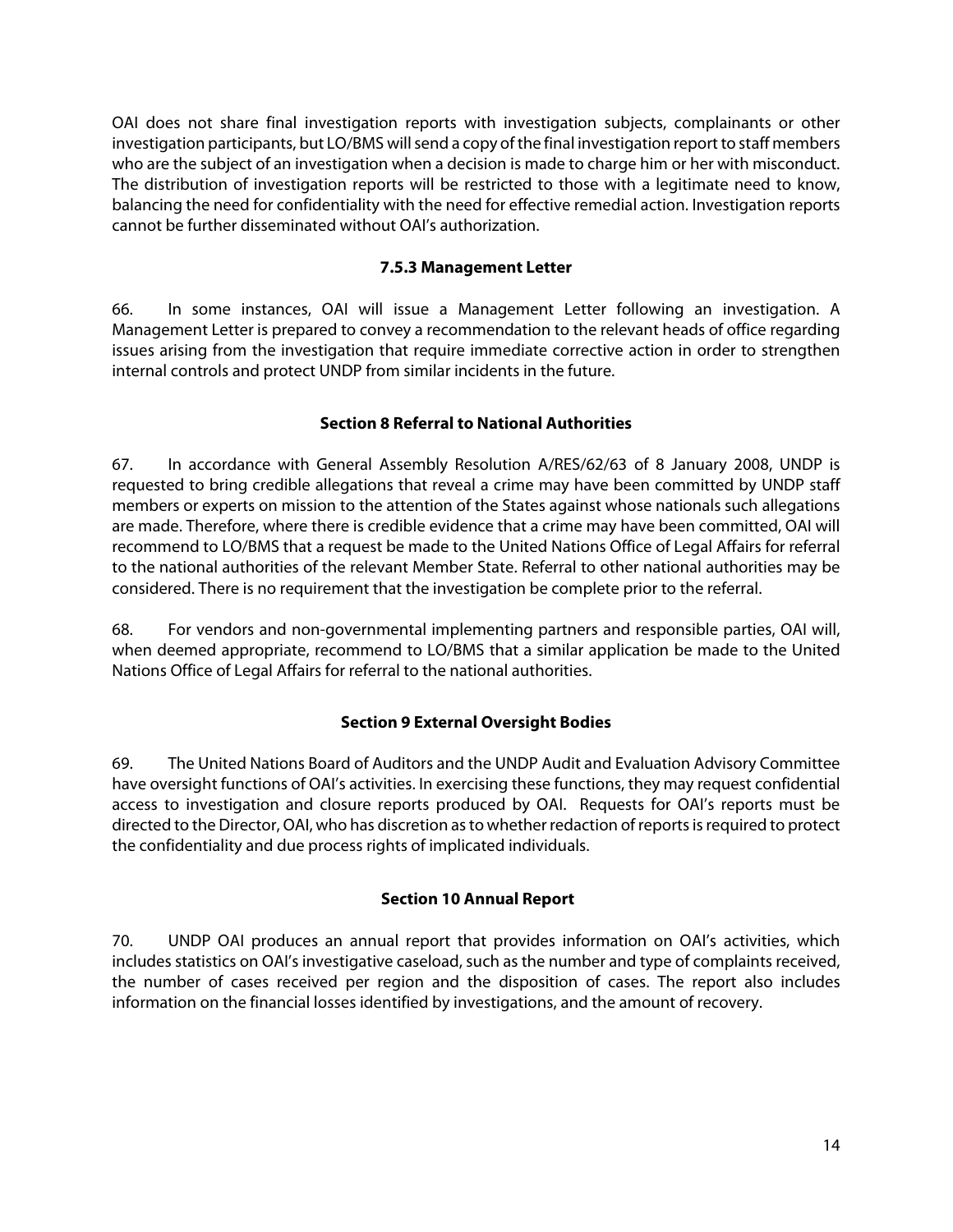OAI does not share final investigation reports with investigation subjects, complainants or other investigation participants, but LO/BMS will send a copy of the final investigation report to staff members who are the subject of an investigation when a decision is made to charge him or her with misconduct. The distribution of investigation reports will be restricted to those with a legitimate need to know, balancing the need for confidentiality with the need for effective remedial action. Investigation reports cannot be further disseminated without OAI's authorization.

#### 7.5.3 Management Letter

66. In some instances, OAI will issue a Management Letter following an investigation. A Management Letter is prepared to convey a recommendation to the relevant heads of office regarding issues arising from the investigation that require immediate corrective action in order to strengthen internal controls and protect UNDP from similar incidents in the future.

## Section 8 Referral to National Authorities

67. In accordance with General Assembly Resolution A/RES/62/63 of 8 January 2008, UNDP is requested to bring credible allegations that reveal a crime may have been committed by UNDP staff members or experts on mission to the attention of the States against whose nationals such allegations are made. Therefore, where there is credible evidence that a crime may have been committed, OAI will recommend to LO/BMS that a request be made to the United Nations Office of Legal Affairs for referral to the national authorities of the relevant Member State. Referral to other national authorities may be considered. There is no requirement that the investigation be complete prior to the referral.

68. For vendors and non-governmental implementing partners and responsible parties, OAI will, when deemed appropriate, recommend to LO/BMS that a similar application be made to the United Nations Office of Legal Affairs for referral to the national authorities.

## Section 9 External Oversight Bodies

69. The United Nations Board of Auditors and the UNDP Audit and Evaluation Advisory Committee have oversight functions of OAI's activities. In exercising these functions, they may request confidential access to investigation and closure reports produced by OAI. Requests for OAI's reports must be directed to the Director, OAI, who has discretion as to whether redaction of reports is required to protect the confidentiality and due process rights of implicated individuals.

## Section 10 Annual Report

70. UNDP OAI produces an annual report that provides information on OAI's activities, which includes statistics on OAI's investigative caseload, such as the number and type of complaints received, the number of cases received per region and the disposition of cases. The report also includes information on the financial losses identified by investigations, and the amount of recovery.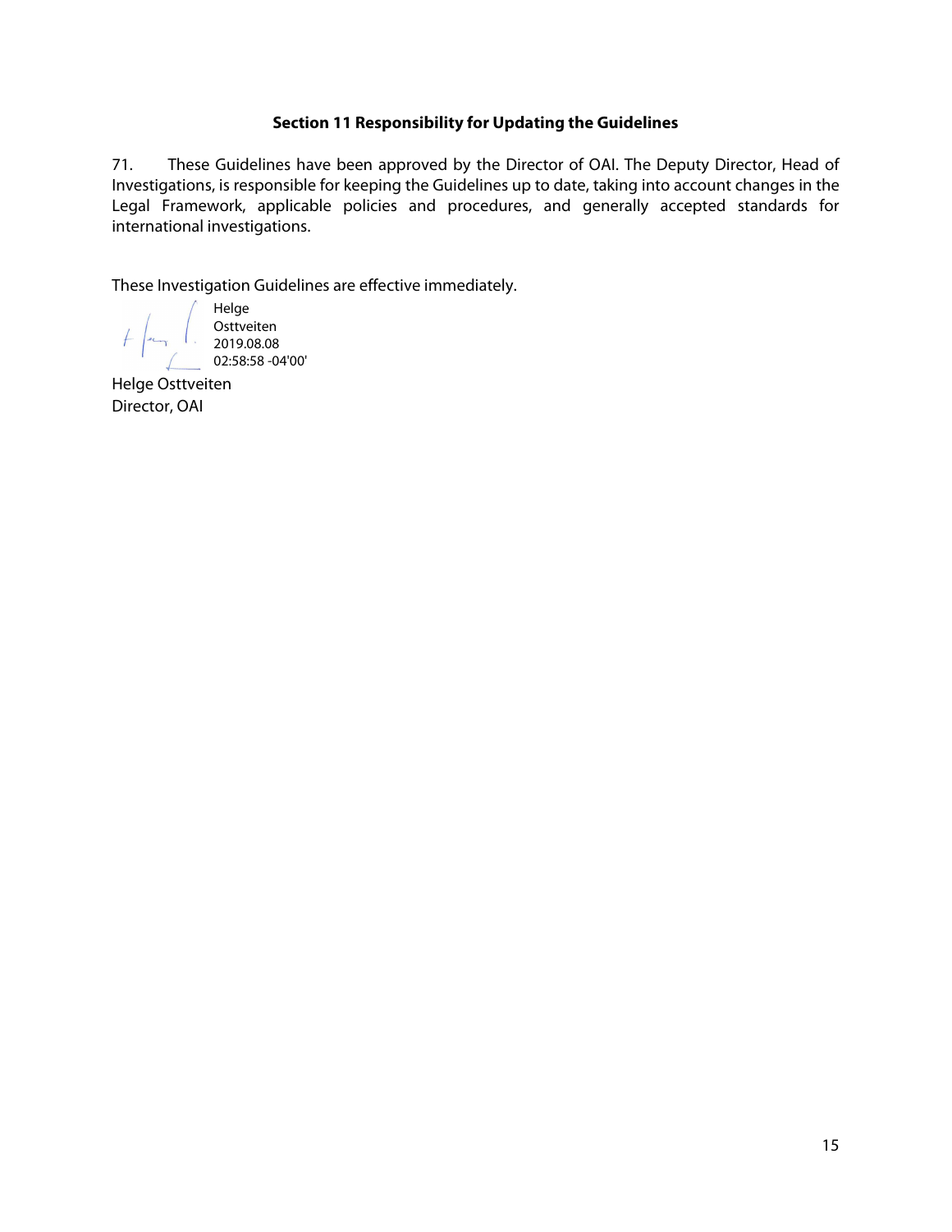## Section 11 Responsibility for Updating the Guidelines

71. These Guidelines have been approved by the Director of OAI. The Deputy Director, Head of Investigations, is responsible for keeping the Guidelines up to date, taking into account changes in the Legal Framework, applicable policies and procedures, and generally accepted standards for international investigations.

These Investigation Guidelines are effective immediately.

Helge Osttveiten
2019.08.08
02:58:58 -04'00'

Helge Osttveiten
Director, OAI